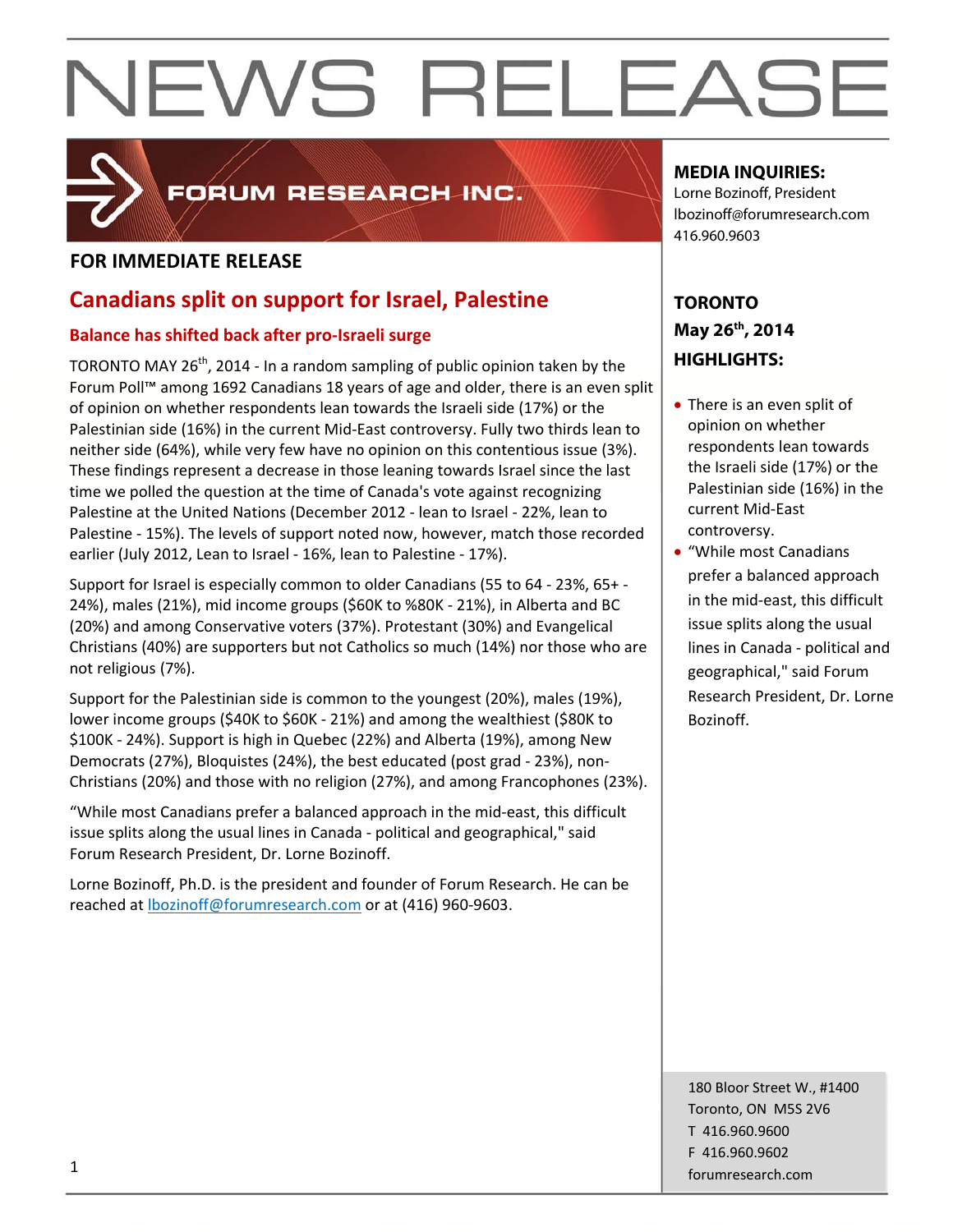# NEWS RELEASE

FORUM RESEARCH INC.

**FOR IMMEDIATE RELEASE**

## Canadians split on support for Israel, Palestine

### Balance has shifted back after pro-Israeli surge

TORONTO MAY 26th, 2014 - In a random sampling of public opinion taken by the Forum Poll™ among 1692 Canadians 18 years of age and older, there is an even split of opinion on whether respondents lean towards the Israeli side (17%) or the Palestinian side (16%) in the current Mid-East controversy. Fully two thirds lean to neither side (64%), while very few have no opinion on this contentious issue (3%). These findings represent a decrease in those leaning towards Israel since the last time we polled the question at the time of Canada's vote against recognizing Palestine at the United Nations (December 2012 - lean to Israel - 22%, lean to Palestine - 15%). The levels of support noted now, however, match those recorded earlier (July 2012, Lean to Israel - 16%, lean to Palestine - 17%).

Support for Israel is especially common to older Canadians (55 to 64 - 23%, 65+ - 24%), males (21%), mid income groups ($60K to %80K - 21%), in Alberta and BC (20%) and among Conservative voters (37%). Protestant (30%) and Evangelical Christians (40%) are supporters but not Catholics so much (14%) nor those who are not religious (7%).

Support for the Palestinian side is common to the youngest (20%), males (19%), lower income groups ($40K to $60K - 21%) and among the wealthiest ($80K to $100K - 24%). Support is high in Quebec (22%) and Alberta (19%), among New Democrats (27%), Bloquistes (24%), the best educated (post grad - 23%), non-Christians (20%) and those with no religion (27%), and among Francophones (23%).

“While most Canadians prefer a balanced approach in the mid-east, this difficult issue splits along the usual lines in Canada - political and geographical," said Forum Research President, Dr. Lorne Bozinoff.

Lorne Bozinoff, Ph.D. is the president and founder of Forum Research. He can be reached at lbozinoff@forumresearch.com or at (416) 960-9603.

**MEDIA INQUIRIES:**
Lorne Bozinoff, President
lbozinoff@forumresearch.com
416.960.9603

**TORONTO**
**May 26th, 2014**
**HIGHLIGHTS:**

- There is an even split of opinion on whether respondents lean towards the Israeli side (17%) or the Palestinian side (16%) in the current Mid-East controversy.
- “While most Canadians prefer a balanced approach in the mid-east, this difficult issue splits along the usual lines in Canada - political and geographical," said Forum Research President, Dr. Lorne Bozinoff.

180 Bloor Street W., #1400
Toronto, ON M5S 2V6
T 416.960.9600
F 416.960.9602
forumresearch.com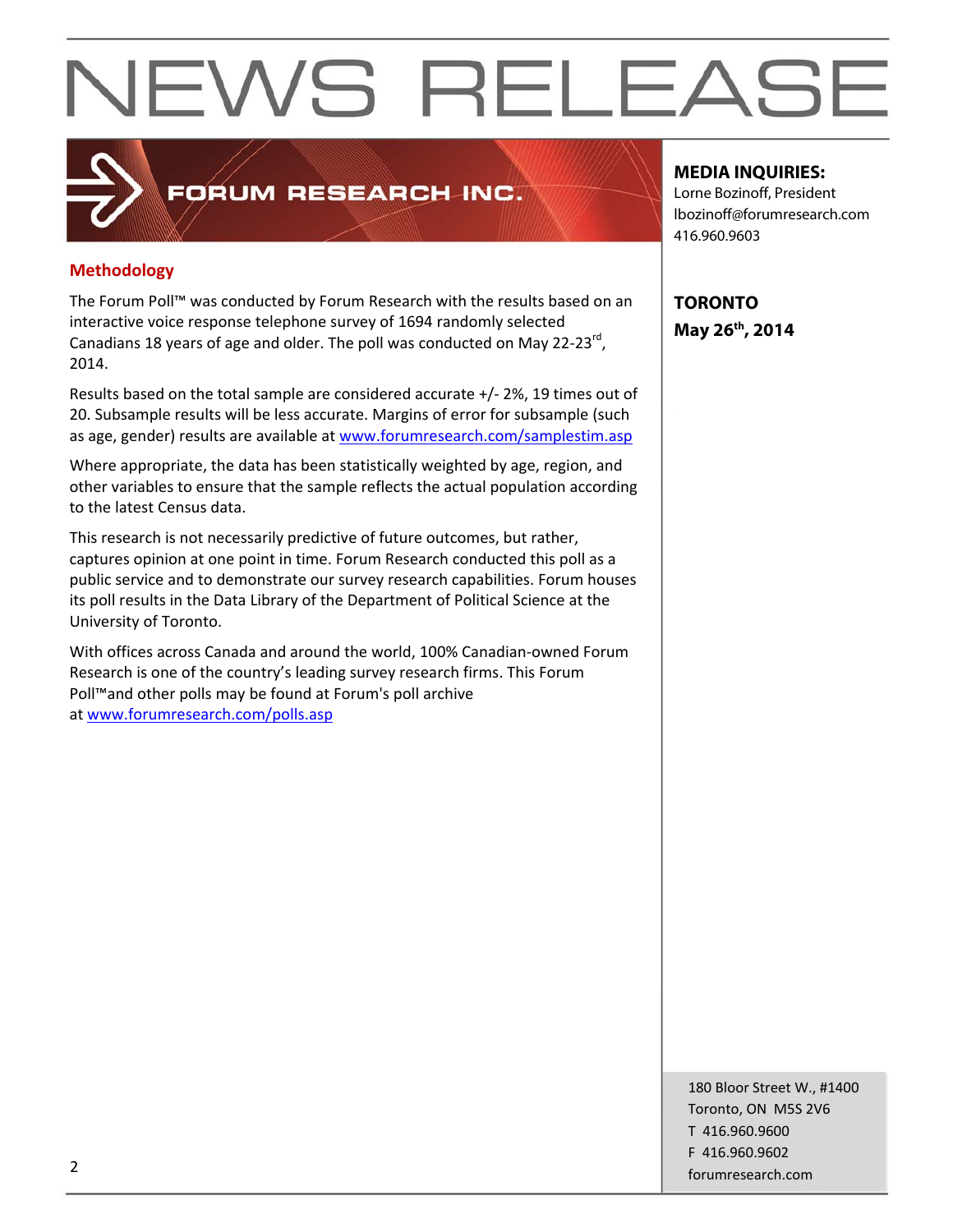# NEWS RELEASE

FORUM RESEARCH INC.

**MEDIA INQUIRIES:**
Lorne Bozinoff, President
lbozinoff@forumresearch.com
416.960.9603

**TORONTO**
**May 26th, 2014**

## Methodology

The Forum Poll™ was conducted by Forum Research with the results based on an interactive voice response telephone survey of 1694 randomly selected Canadians 18 years of age and older. The poll was conducted on May 22-23rd, 2014.

Results based on the total sample are considered accurate +/- 2%, 19 times out of 20. Subsample results will be less accurate. Margins of error for subsample (such as age, gender) results are available at [www.forumresearch.com/samplestim.asp](www.forumresearch.com/samplestim.asp)

Where appropriate, the data has been statistically weighted by age, region, and other variables to ensure that the sample reflects the actual population according to the latest Census data.

This research is not necessarily predictive of future outcomes, but rather, captures opinion at one point in time. Forum Research conducted this poll as a public service and to demonstrate our survey research capabilities. Forum houses its poll results in the Data Library of the Department of Political Science at the University of Toronto.

With offices across Canada and around the world, 100% Canadian-owned Forum Research is one of the country's leading survey research firms. This Forum Poll™and other polls may be found at Forum's poll archive at [www.forumresearch.com/polls.asp](www.forumresearch.com/polls.asp)

180 Bloor Street W., #1400
Toronto, ON M5S 2V6
T 416.960.9600
F 416.960.9602
forumresearch.com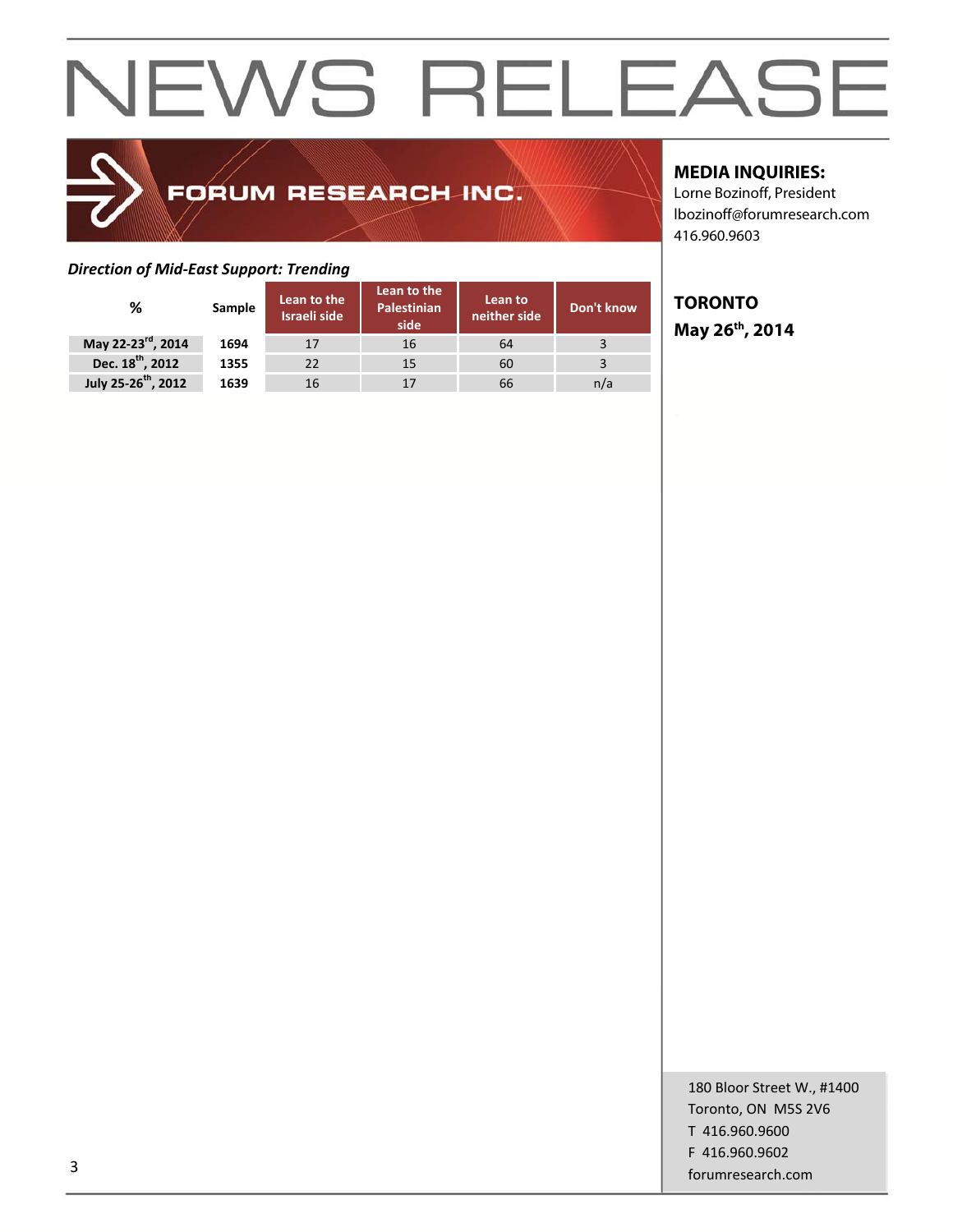# NEWS RELEASE

FORUM RESEARCH INC.

**MEDIA INQUIRIES:**
Lorne Bozinoff, President
lbozinoff@forumresearch.com
416.960.9603

**TORONTO**
**May 26th, 2014**

***Direction of Mid-East Support: Trending***

| % | Sample | Lean to the Israeli side | Lean to the Palestinian side | Lean to neither side | Don't know |
|---|---|---|---|---|---|
| **May 22-23rd, 2014** | **1694** | 17 | 16 | 64 | 3 |
| **Dec. 18th, 2012** | **1355** | 22 | 15 | 60 | 3 |
| **July 25-26th, 2012** | **1639** | 16 | 17 | 66 | n/a |

180 Bloor Street W., #1400
Toronto, ON M5S 2V6
T 416.960.9600
F 416.960.9602
forumresearch.com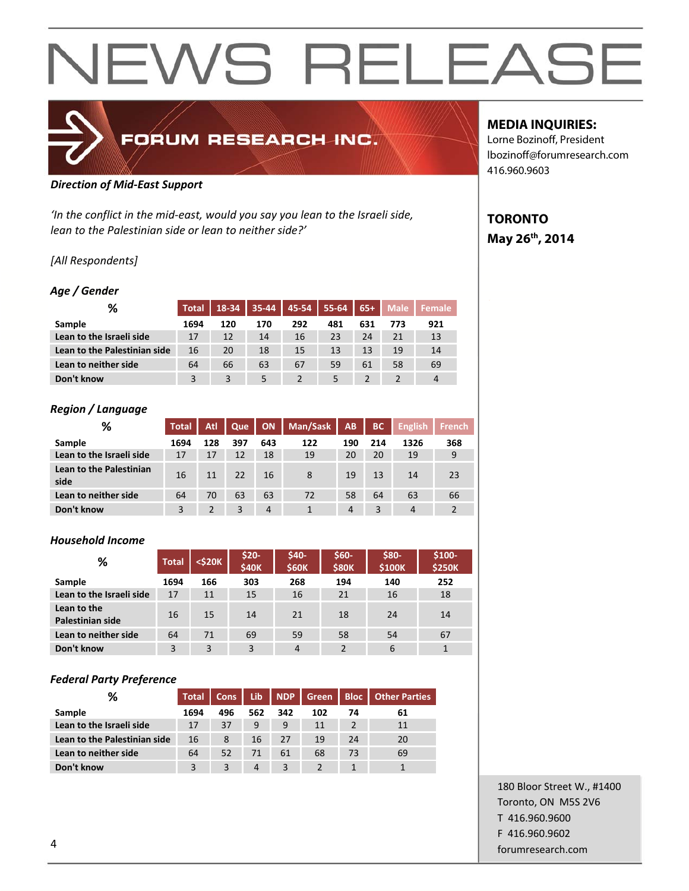# NEWS RELEASE

FORUM RESEARCH INC.

**MEDIA INQUIRIES:**
Lorne Bozinoff, President
lbozinoff@forumresearch.com
416.960.9603

**TORONTO**
**May 26th, 2014**

***Direction of Mid-East Support***

*'In the conflict in the mid-east, would you say you lean to the Israeli side, lean to the Palestinian side or lean to neither side?'*

*[All Respondents]*

***Age / Gender***

| % | Total | 18-34 | 35-44 | 45-54 | 55-64 | 65+ | Male | Female |
|---|---|---|---|---|---|---|---|---|
| **Sample** | **1694** | **120** | **170** | **292** | **481** | **631** | **773** | **921** |
| **Lean to the Israeli side** | 17 | 12 | 14 | 16 | 23 | 24 | 21 | 13 |
| **Lean to the Palestinian side** | 16 | 20 | 18 | 15 | 13 | 13 | 19 | 14 |
| **Lean to neither side** | 64 | 66 | 63 | 67 | 59 | 61 | 58 | 69 |
| **Don't know** | 3 | 3 | 5 | 2 | 5 | 2 | 2 | 4 |

***Region / Language***

| % | Total | Atl | Que | ON | Man/Sask | AB | BC | English | French |
|---|---|---|---|---|---|---|---|---|---|
| **Sample** | **1694** | **128** | **397** | **643** | **122** | **190** | **214** | **1326** | **368** |
| **Lean to the Israeli side** | 17 | 17 | 12 | 18 | 19 | 20 | 20 | 19 | 9 |
| **Lean to the Palestinian side** | 16 | 11 | 22 | 16 | 8 | 19 | 13 | 14 | 23 |
| **Lean to neither side** | 64 | 70 | 63 | 63 | 72 | 58 | 64 | 63 | 66 |
| **Don't know** | 3 | 2 | 3 | 4 | 1 | 4 | 3 | 4 | 2 |

***Household Income***

| % | Total | <$20K | $20-$40K | $40-$60K | $60-$80K | $80-$100K | $100-$250K |
|---|---|---|---|---|---|---|---|
| **Sample** | **1694** | **166** | **303** | **268** | **194** | **140** | **252** |
| **Lean to the Israeli side** | 17 | 11 | 15 | 16 | 21 | 16 | 18 |
| **Lean to the Palestinian side** | 16 | 15 | 14 | 21 | 18 | 24 | 14 |
| **Lean to neither side** | 64 | 71 | 69 | 59 | 58 | 54 | 67 |
| **Don't know** | 3 | 3 | 3 | 4 | 2 | 6 | 1 |

***Federal Party Preference***

| % | Total | Cons | Lib | NDP | Green | Bloc | Other Parties |
|---|---|---|---|---|---|---|---|
| **Sample** | **1694** | **496** | **562** | **342** | **102** | **74** | **61** |
| **Lean to the Israeli side** | 17 | 37 | 9 | 9 | 11 | 2 | 11 |
| **Lean to the Palestinian side** | 16 | 8 | 16 | 27 | 19 | 24 | 20 |
| **Lean to neither side** | 64 | 52 | 71 | 61 | 68 | 73 | 69 |
| **Don't know** | 3 | 3 | 4 | 3 | 2 | 1 | 1 |

180 Bloor Street W., #1400
Toronto, ON M5S 2V6
T 416.960.9600
F 416.960.9602
forumresearch.com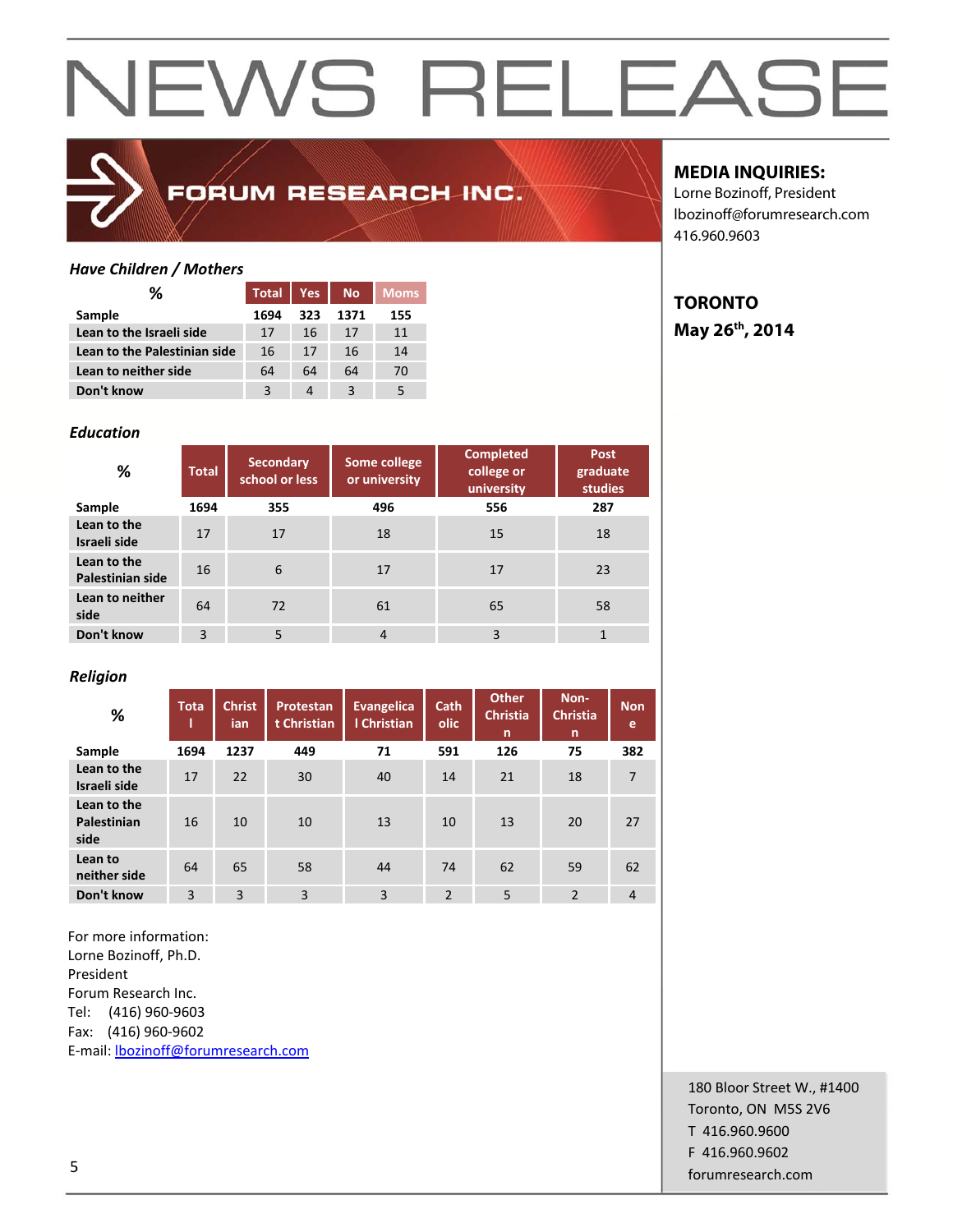# NEWS RELEASE

FORUM RESEARCH INC.

**MEDIA INQUIRIES:**
Lorne Bozinoff, President
lbozinoff@forumresearch.com
416.960.9603

**TORONTO**
**May 26th, 2014**

***Have Children / Mothers***

| % | Total | Yes | No | Moms |
|---|---|---|---|---|
| **Sample** | **1694** | **323** | **1371** | **155** |
| **Lean to the Israeli side** | 17 | 16 | 17 | 11 |
| **Lean to the Palestinian side** | 16 | 17 | 16 | 14 |
| **Lean to neither side** | 64 | 64 | 64 | 70 |
| **Don't know** | 3 | 4 | 3 | 5 |

***Education***

| % | Total | Secondary school or less | Some college or university | Completed college or university | Post graduate studies |
|---|---|---|---|---|---|
| **Sample** | **1694** | **355** | **496** | **556** | **287** |
| **Lean to the Israeli side** | 17 | 17 | 18 | 15 | 18 |
| **Lean to the Palestinian side** | 16 | 6 | 17 | 17 | 23 |
| **Lean to neither side** | 64 | 72 | 61 | 65 | 58 |
| **Don't know** | 3 | 5 | 4 | 3 | 1 |

***Religion***

| % | Total | Christian | Protestant Christian | Evangelical Christian | Catholic | Other Christian | Non-Christian | None |
|---|---|---|---|---|---|---|---|---|
| **Sample** | **1694** | **1237** | **449** | **71** | **591** | **126** | **75** | **382** |
| **Lean to the Israeli side** | 17 | 22 | 30 | 40 | 14 | 21 | 18 | 7 |
| **Lean to the Palestinian side** | 16 | 10 | 10 | 13 | 10 | 13 | 20 | 27 |
| **Lean to neither side** | 64 | 65 | 58 | 44 | 74 | 62 | 59 | 62 |
| **Don't know** | 3 | 3 | 3 | 3 | 2 | 5 | 2 | 4 |

For more information:
Lorne Bozinoff, Ph.D.
President
Forum Research Inc.
Tel: (416) 960-9603
Fax: (416) 960-9602
E-mail: lbozinoff@forumresearch.com

180 Bloor Street W., #1400
Toronto, ON M5S 2V6
T 416.960.9600
F 416.960.9602
forumresearch.com